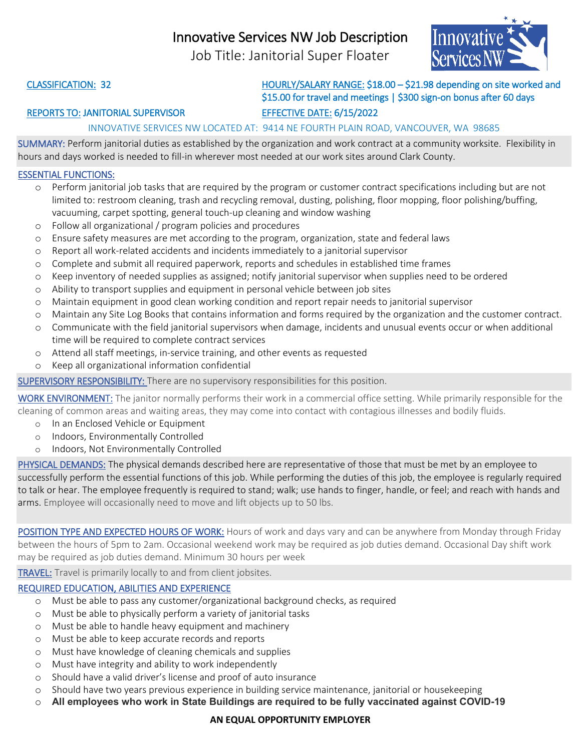# Innovative Services NW Job Description

## Job Title: Janitorial Super Floater

**CLASSIFICATION:** 32

**HOURLY/SALARY RANGE:** $18.00 – $21.98 depending on site worked and $15.00 for travel and meetings | $300 sign-on bonus after 60 days

**REPORTS TO:** JANITORIAL SUPERVISOR

**EFFECTIVE DATE:** 6/15/2022

INNOVATIVE SERVICES NW LOCATED AT: 9414 NE FOURTH PLAIN ROAD, VANCOUVER, WA 98685

**SUMMARY:** Perform janitorial duties as established by the organization and work contract at a community worksite. Flexibility in hours and days worked is needed to fill-in wherever most needed at our work sites around Clark County.

**ESSENTIAL FUNCTIONS:**

- Perform janitorial job tasks that are required by the program or customer contract specifications including but are not limited to: restroom cleaning, trash and recycling removal, dusting, polishing, floor mopping, floor polishing/buffing, vacuuming, carpet spotting, general touch-up cleaning and window washing
- Follow all organizational / program policies and procedures
- Ensure safety measures are met according to the program, organization, state and federal laws
- Report all work-related accidents and incidents immediately to a janitorial supervisor
- Complete and submit all required paperwork, reports and schedules in established time frames
- Keep inventory of needed supplies as assigned; notify janitorial supervisor when supplies need to be ordered
- Ability to transport supplies and equipment in personal vehicle between job sites
- Maintain equipment in good clean working condition and report repair needs to janitorial supervisor
- Maintain any Site Log Books that contains information and forms required by the organization and the customer contract.
- Communicate with the field janitorial supervisors when damage, incidents and unusual events occur or when additional time will be required to complete contract services
- Attend all staff meetings, in-service training, and other events as requested
- Keep all organizational information confidential

**SUPERVISORY RESPONSIBILITY:** There are no supervisory responsibilities for this position.

**WORK ENVIRONMENT:** The janitor normally performs their work in a commercial office setting. While primarily responsible for the cleaning of common areas and waiting areas, they may come into contact with contagious illnesses and bodily fluids.

- In an Enclosed Vehicle or Equipment
- Indoors, Environmentally Controlled
- Indoors, Not Environmentally Controlled

**PHYSICAL DEMANDS:** The physical demands described here are representative of those that must be met by an employee to successfully perform the essential functions of this job. While performing the duties of this job, the employee is regularly required to talk or hear. The employee frequently is required to stand; walk; use hands to finger, handle, or feel; and reach with hands and arms. Employee will occasionally need to move and lift objects up to 50 lbs.

**POSITION TYPE AND EXPECTED HOURS OF WORK:** Hours of work and days vary and can be anywhere from Monday through Friday between the hours of 5pm to 2am. Occasional weekend work may be required as job duties demand. Occasional Day shift work may be required as job duties demand. Minimum 30 hours per week

**TRAVEL:** Travel is primarily locally to and from client jobsites.

**REQUIRED EDUCATION, ABILITIES AND EXPERIENCE**

- Must be able to pass any customer/organizational background checks, as required
- Must be able to physically perform a variety of janitorial tasks
- Must be able to handle heavy equipment and machinery
- Must be able to keep accurate records and reports
- Must have knowledge of cleaning chemicals and supplies
- Must have integrity and ability to work independently
- Should have a valid driver's license and proof of auto insurance
- Should have two years previous experience in building service maintenance, janitorial or housekeeping
- **All employees who work in State Buildings are required to be fully vaccinated against COVID-19**

**AN EQUAL OPPORTUNITY EMPLOYER**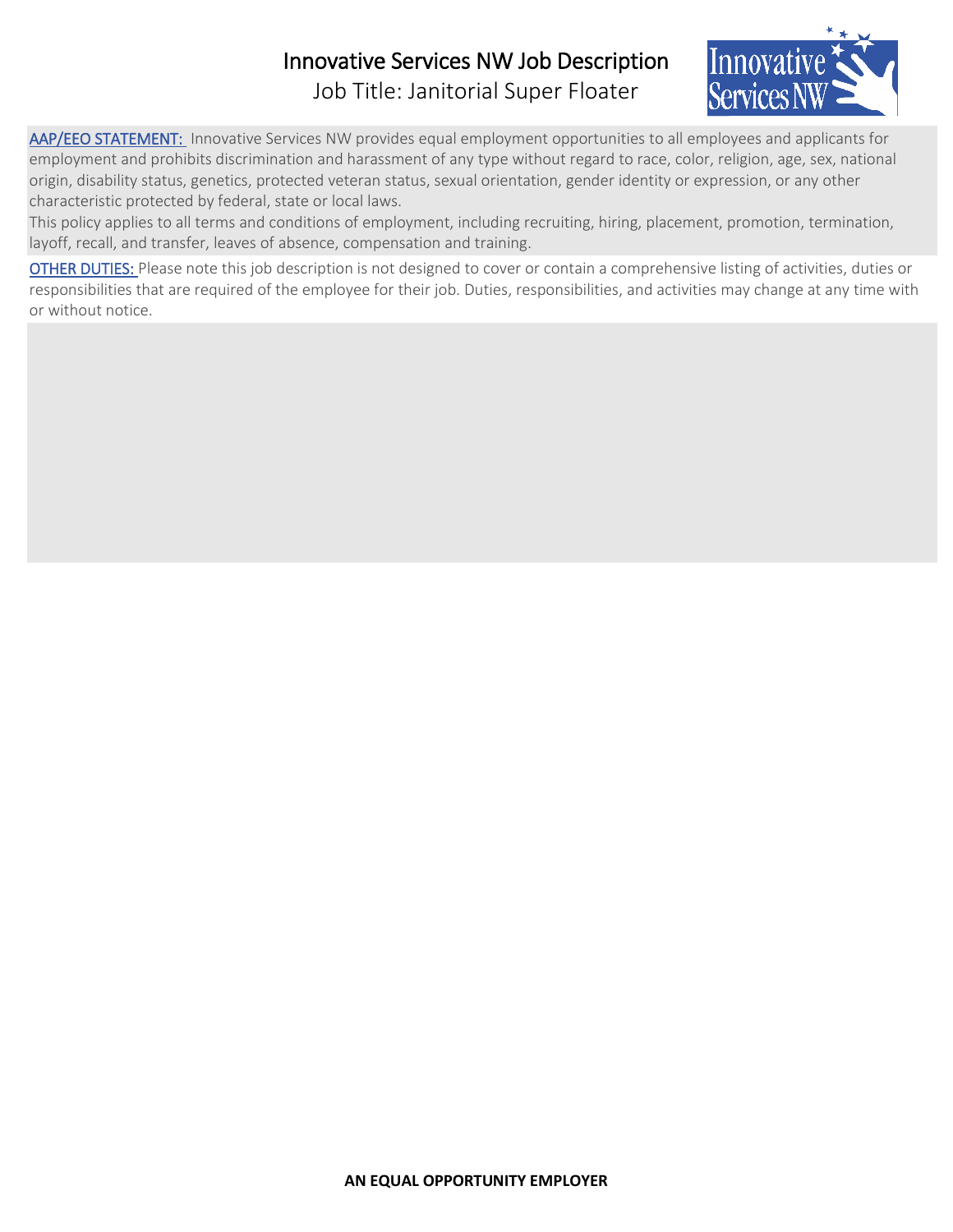# Innovative Services NW Job Description

## Job Title: Janitorial Super Floater

**AAP/EEO STATEMENT:** Innovative Services NW provides equal employment opportunities to all employees and applicants for employment and prohibits discrimination and harassment of any type without regard to race, color, religion, age, sex, national origin, disability status, genetics, protected veteran status, sexual orientation, gender identity or expression, or any other characteristic protected by federal, state or local laws.

This policy applies to all terms and conditions of employment, including recruiting, hiring, placement, promotion, termination, layoff, recall, and transfer, leaves of absence, compensation and training.

**OTHER DUTIES:** Please note this job description is not designed to cover or contain a comprehensive listing of activities, duties or responsibilities that are required of the employee for their job. Duties, responsibilities, and activities may change at any time with or without notice.

**AN EQUAL OPPORTUNITY EMPLOYER**